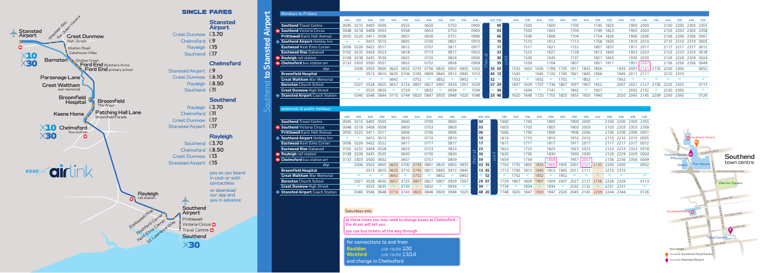# Southend to Stansted Airport

X10 X30

Stansted Airport – Great Dunmow (High Street, Station Road, Gatehouse Villas) – Barnston (Onslow Green, Ford End Butchers Arms, Ford End primary school) – Parsonage Lane – Great Waltham (war memorial) – Broomfield Hospital – Broomfield (The Angel) – Keene Home – Patching Hall Lane (Broomfield Parade) – Chelmsford (bus station) – Rayleigh (rail station) – Eastwood Rise – Rochford Corner – Kent Elms Corner – St Lawrence Way – Southend Airport – Prittlewell – Victoria Circus – Travel Centre – Southend

## SINGLE FARES

**Stansted Airport**

| From | Fare |
|---|---|
| Great Dunmow | £3.70 |
| Chelmsford | £9 |
| Rayleigh | £15 |
| Southend | £17 |

**Chelmsford**

| From | Fare |
|---|---|
| Stansted Airport | £9 |
| Great Dunmow | £6.10 |
| Rayleigh | £8.50 |
| Southend | £11 |

**Southend**

| From | Fare |
|---|---|
| Rayleigh | £3.70 |
| Chelmsford | £11 |
| Great Dunmow | £17 |
| Stansted Airport | £17 |

**Rayleigh**

| From | Fare |
|---|---|
| Southend | £3.70 |
| Chelmsford | £8.50 |
| Great Dunmow | £13 |
| Stansted Airport | £15 |

pay as you board in cash or with contactless

or download our app and pay in advance

ESSEX airlink

## Mondays to Fridays

| | X30 | X30 | X30 | X30 | X10 | X30 | X10 | X30 | X10 | X30 | X10 | X30 | | X10 | X30 | | X10 | X30 | X10 | X30 | X10 | X30 | X10 | X30 | X30 | X10 | X30 | X30 | X10 | X30 | X30 | X30 | X30 |
|---|---|---|---|---|---|---|---|---|---|---|---|---|---|---|---|---|---|---|---|---|---|---|---|---|---|---|---|---|---|---|---|---|---|
| **Southend** Travel Centre | 0045 | 0215 | 0405 | 0500 | | 0555 | | 0650 | | 0750 | | 0900 | then at | | 00 | until | | 1500 | | 1600 | | 1700 | | 1745 | 1820 | | 1900 | 2000 | | 2100 | 2200 | 2300 | 2355 |
| **Southend** Victoria Circus | 0048 | 0218 | 0408 | 0503 | | 0558 | | 0653 | | 0753 | | 0903 | | | 03 | | | 1503 | | 1603 | | 1704 | | 1749 | 1823 | | 1903 | 2003 | | 2103 | 2203 | 2303 | 2358 |
| **Prittlewell** Earls Hall Avenue | 0050 | 0220 | 0411 | 0506 | | 0601 | | 0656 | | 0757 | | 0906 | | | 06 | | | 1506 | | 1608 | | 1709 | | 1754 | 1826 | | 1906 | 2006 | | 2106 | 2206 | 2306 | 0001 |
| **Southend Airport** Holiday Inn | ▼ | ▼ | 0415 | 0510 | | 0605 | | 0700 | | 0801 | | 0910 | | | 10 | | | 1510 | | 1612 | | 1713 | | 1758 | 1830 | | 1910 | 2010 | | 2110 | 2210 | 2310 | 0005 |
| **Eastwood** Kent Elms Corner | 0056 | 0226 | 0422 | 0517 | | 0612 | | 0707 | | 0811 | | 0917 | | | 17 | | | 1517 | | 1621 | | 1722 | | 1807 | 1837 | | 1917 | 2017 | | 2117 | 2217 | 2317 | 0012 |
| **Eastwood** Rose Oakwood | 0102 | 0232 | 0428 | 0523 | | 0618 | | 0713 | | 0817 | | 0923 | | | 23 | | | 1523 | | 1627 | | 1728 | | 1813 | 1843 | | 1923 | 2023 | | 2123 | 2223 | 2323 | 0018 |
| **Rayleigh** rail station | 0108 | 0238 | 0435 | 0530 | | 0625 | | 0720 | | 0824 | | 0930 | | | 30 | | | 1530 | | 1635 | | 1736 | | 1821 | 1850 | | 1930 | 2030 | | 2129 | 2229 | 2329 | 0024 |
| **Chelmsford** bus station *arr* | 0133 | 0303 | 0500 | 0557 | | 0652 | | 0752 | | 0858 | | 0959 | | | 59 | | | 1559 | | 1704 | | 1807 | | 1851 | 1917 | | 1957 | 2057 | | 2156 | 2256 | 2356 | 0049 |
| *dep* | | 0306 | 0503 | 0600 | 0625 | 0655 | 0735 | 0756 | 0835 | 0903 | 0935 | 1003 | | 35 | 03 | | 1535 | 1603 | 1635 | 1708 | 1735 | 1811 | 1835 | 1856 | | 1935 | 2001 | 2101 | 2135 | 2200 | 2300 | | 0052 |
| **Broomfield Hospital** | | | 0513 | 0610 | 0635 | 0706 | 0745 | 0809 | 0845 | 0913 | 0945 | 1013 | | 45 | 13 | | 1545 | | 1645 | 1720 | 1745 | 1821 | 1845 | 1906 | | 1945 | 2011 | 2111 | | 2210 | 2310 | | |
| **Great Waltham** War Memorial | | ▼ | ▼ | ▼ | 0642 | ▼ | 0752 | ▼ | 0852 | ▼ | 0952 | ▼ | | 52 | ▼ | | 1552 | ▼ | 1652 | ▼ | 1752 | ▼ | 1852 | ▼ | | 1952 | ▼ | ▼ | ▼ | ▼ | ▼ | | ▼ |
| **Barnston** Church School | | 0327 | 0528 | 0625 | 0657 | 0724 | 0807 | 0827 | 0907 | 0929 | 1007 | 1029 | | 07 | 29 | | 1607 | 1629 | 1707 | 1736 | 1807 | 1837 | 1907 | 1922 | | 2007 | 2027 | 2127 | 2156 | 2225 | 2325 | | 0113 |
| **Great Dunmow** High Street | | ▼ | 0533 | 0630 | ▼ | 0729 | ▼ | 0832 | ▼ | 0934 | ▼ | 1034 | | ▼ | 34 | | ▼ | 1634 | ▼ | 1741 | ▼ | 1842 | ▼ | 1927 | | ▼ | 2032 | 2132 | ▼ | 2230 | 2330 | | ▼ |
| **Stansted Airport** Coach Station | | 0340 | 0546 | 0644 | 0710 | 0744 | 0820 | 0847 | 0920 | 0948 | 1020 | 1048 | | 20 | 48 | | 1620 | 1648 | 1720 | 1755 | 1820 | 1855 | 1920 | 1940 | | 2020 | 2045 | 2145 | 2209 | 2243 | 2343 | | 0126 |

## weekends & public holidays

| | X30 | X30 | X30 | X30 | X10 | X30 | X10 | X30 | X10 | X30 | X10 | | X30 | X10 | | X30 | X10 | X30 | X10 | X30 | X10 | X30 | X30 | X10 | X30 | X30 | X30 | X30 |
|---|---|---|---|---|---|---|---|---|---|---|---|---|---|---|---|---|---|---|---|---|---|---|---|---|---|---|---|---|
| **Southend** Travel Centre | 0045 | 0215 | 0405 | 0505 | | 0600 | | 0700 | | 0800 | | then at | 00 | | until | 1600 | | 1700 | | 1800 | | 1900 | 2000 | | 2100 | 2200 | 2300 | 2355 |
| **Southend** Victoria Circus | 0048 | 0218 | 0408 | 0508 | | 0603 | | 0703 | | 0803 | | | 03 | | | 1603 | | 1703 | | 1803 | | 1903 | 2003 | | 2103 | 2203 | 2303 | 2358 |
| **Prittlewell** Earls Hall Avenue | 0050 | 0220 | 0411 | 0511 | | 0606 | | 0706 | | 0806 | | | 06 | | | 1606 | | 1706 | | 1806 | | 1906 | 2006 | | 2106 | 2206 | 2306 | 0001 |
| **Southend Airport** Holiday Inn | ▼ | ▼ | 0415 | 0515 | | 0610 | | 0710 | | 0810 | | | 10 | | | 1610 | | 1710 | | 1810 | | 1910 | 2010 | | 2110 | 2210 | 2310 | 0005 |
| **Eastwood** Kent Elms Corner | 0056 | 0226 | 0422 | 0522 | | 0617 | | 0717 | | 0817 | | | 17 | | | 1617 | | 1717 | | 1817 | | 1917 | 2017 | | 2117 | 2217 | 2317 | 0012 |
| **Eastwood** Rose Oakwood | 0102 | 0232 | 0428 | 0528 | | 0623 | | 0723 | | 0823 | | | 23 | | | 1623 | | 1723 | | 1823 | | 1923 | 2023 | | 2123 | 2223 | 2323 | 0018 |
| **Rayleigh** rail station | 0108 | 0238 | 0435 | 0535 | | 0630 | | 0730 | | 0830 | | | 30 | | | 1630 | | 1730 | | 1830 | | 1930 | 2030 | | 2129 | 2229 | 2329 | 0024 |
| **Chelmsford** bus station *arr* | 0133 | 0303 | 0500 | 0602 | | 0657 | | 0757 | | 0859 | | | 59 | | | 1659 | | 1759 | | 1858 | | 1957 | 2057 | | 2156 | 2256 | 2356 | 0049 |
| *dep* | | 0306 | 0503 | 0605 | 0625 | 0700 | 0735 | 0801 | 0835 | 0903 | 0935 | | 03 | 35 | | 1703 | 1735 | 1803 | 1835 | 1903 | 1935 | 2001 | 2101 | 2135 | 2200 | 2300 | | 0052 |
| **Broomfield Hospital** | | | 0513 | 0615 | 0635 | 0710 | 0745 | 0811 | 0845 | 0913 | 0945 | | 13 | 45 | | 1713 | 1745 | 1813 | 1845 | 1913 | 1945 | 2011 | 2111 | | 2210 | 2310 | | |
| **Great Waltham** War Memorial | | ▼ | ▼ | ▼ | 0642 | ▼ | 0752 | ▼ | 0852 | ▼ | 0952 | | ▼ | 52 | | ▼ | 1752 | ▼ | 1852 | ▼ | 1952 | ▼ | ▼ | | ▼ | ▼ | | ▼ |
| **Barnston** Church School | | 0327 | 0528 | 0630 | 0657 | 0725 | 0807 | 0827 | 0907 | 0929 | 1007 | | 29 | 07 | | 1729 | 1807 | 1829 | 1907 | 1929 | 2007 | 2027 | 2127 | 2156 | 2226 | 2326 | | 0113 |
| **Great Dunmow** High Street | | ▼ | 0533 | 0635 | ▼ | 0730 | ▼ | 0832 | ▼ | 0934 | ▼ | | 34 | ▼ | | 1734 | ▼ | 1834 | ▼ | 1934 | ▼ | 2032 | 2132 | ▼ | 2231 | 2331 | | ▼ |
| **Stansted Airport** Coach Station | | 0340 | 0546 | 0648 | 0710 | 0743 | 0820 | 0846 | 0920 | 0948 | 1020 | | 48 | 20 | | 1748 | 1820 | 1847 | 1920 | 1947 | 2020 | 2045 | 2145 | 2209 | 2244 | 2344 | | 0126 |

Saturdays only

at these times you may need to change buses at Chelmsford - the driver will tell you

you can buy tickets all the way through

for connections to and from
**Basildon** use route 100
**Wickford** use route 13/14
and change in Chelmsford

## Southend town centre

Southend Victoria – Victoria Station Interchange – Queensway – Odeon – The Victoria – Southchurch Rd – Warrior Square – Whitegate Rd – Southend Central – Clifftown Rd – Chichester Rd – Tylers Ave – York Rd – Clarence Rd – Travel Centre – Heygate Ave

bus stops
towards Southend Travel Centre
towards Stansted Airport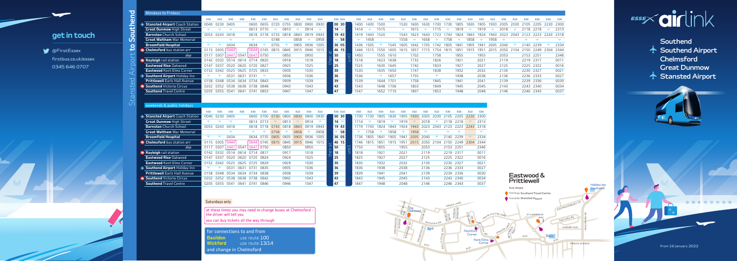# get in touch

@FirstEssex
firstbus.co.uk/essex
0345 646 0707

# Stansted Airport to Southend

## Mondays to Fridays

| Stop | X30 | X30 | X30 | X30 | X30 | X30 | X10 | X30 | X10 | X30 | X10 | then at X30 | then at X10 | | X30 | X10 | X30 | X30 | X10 | X30 | X10 | X30 | X10 | X30 | X10 | X30 | X10 | X30 | X10 | X30 | X30 | X10 | X30 |
|---|---|---|---|---|---|---|---|---|---|---|---|---|---|---|---|---|---|---|---|---|---|---|---|---|---|---|---|---|---|---|---|---|---|
| Stansted Airport Coach Station | 0040 | 0230 | 0405 | | 0600 | 0655 | 0720 | 0755 | 0830 | 0900 | 0930 | 00 | 30 | until | 1400 | 1430 | 1500 | | 1530 | 1600 | 1630 | 1700 | 1730 | 1805 | 1830 | 1905 | 1930 | 2005 | 2030 | 2105 | 2205 | 2230 | 2300 |
| Great Dunmow High Street | ▼ | ▼ | ▼ | | 0613 | 0710 | ▼ | 0810 | ▼ | 0914 | ▼ | 14 | ▼ | | 1414 | ▼ | 1515 | | ▼ | 1615 | ▼ | 1715 | ▼ | 1819 | ▼ | 1919 | ▼ | 2018 | ▼ | 2118 | 2218 | ▼ | 2313 |
| Barnston Church School | 0053 | 0243 | 0418 | | 0618 | 0718 | 0733 | 0818 | 0843 | 0919 | 0943 | 19 | 43 | | 1419 | 1443 | 1520 | | 1543 | 1623 | 1643 | 1723 | 1743 | 1824 | 1843 | 1924 | 1943 | 2023 | 2043 | 2123 | 2223 | 2243 | 2318 |
| Great Waltham War Memorial | ▼ | ▼ | ▼ | | ▼ | ▼ | 0748 | ▼ | 0858 | ▼ | 0958 | ▼ | 58 | | ▼ | 1458 | ▼ | | 1558 | ▼ | 1658 | ▼ | 1758 | ▼ | 1858 | ▼ | 1958 | ▼ | ▼ | ▼ | ▼ | ▼ | ▼ |
| Broomfield Hospital | ▼ | ▼ | 0434 | | 0634 | ▼ | 0755 | ▼ | 0905 | 0936 | 1005 | 36 | 05 | | 1436 | 1505 | ▼ | 1545 | 1605 | 1642 | 1705 | 1742 | 1805 | 1841 | 1905 | 1941 | 2005 | 2040 | ▼ | 2140 | 2239 | ▼ | 2334 |
| Chelmsford bus station arr | 0115 | 0305 | 0444 | | 0644 | 0745 | 0815 | 0845 | 0915 | 0946 | 1015 | 46 | 15 | | 1446 | 1515 | 1550 | 1605 | 1615 | 1657 | 1715 | 1754 | 1815 | 1851 | 1915 | 1951 | 2015 | 2050 | 2104 | 2150 | 2249 | 2304 | 2344 |
| dep | 0117 | 0307 | 0447 | 0547 | 0647 | 0750 | | 0850 | | 0950 | | 50 | | | 1450 | | 1555 | 1610 | | 1702 | | 1758 | | 1855 | | 1955 | | 2053 | | 2153 | 2251 | | 2346 |
| Rayleigh rail station | 0142 | 0332 | 0514 | 0614 | 0714 | 0820 | | 0918 | | 1018 | | 18 | | | 1518 | | 1623 | 1638 | | 1732 | | 1826 | | 1921 | | 2021 | | 2119 | | 2219 | 2317 | | 0011 |
| Eastwood Oakwood | 0147 | 0337 | 0520 | 0620 | 0720 | 0827 | | 0925 | | 1025 | | 25 | | | 1525 | | 1630 | 1645 | | 1742 | | 1833 | | 1927 | | 2027 | | 2125 | | 2225 | 2322 | | 0016 |
| Eastwood Kent Elms Corner | 0152 | 0342 | 0525 | 0625 | 0725 | 0833 | | 0930 | | 1030 | | 30 | | | 1530 | | 1635 | 1650 | | 1747 | | 1838 | | 1932 | | 2032 | | 2130 | | 2230 | 2327 | | 0021 |
| Southend Airport Holiday Inn | ▼ | ▼ | 0531 | 0631 | 0731 | ▼ | | 0936 | | 1036 | | 36 | | | 1536 | | | 1657 | | 1755 | | | | 1938 | | 2038 | | 2136 | | 2236 | 2333 | | 0027 |
| Prittlewell Earls Hall Avenue | 0158 | 0348 | 0534 | 0634 | 0734 | 0843 | | 0939 | | 1039 | | 39 | | | 1539 | | 1644 | 1701 | | 1758 | | 1845 | | 1941 | | 2041 | | 2139 | | 2239 | 2336 | | 0030 |
| Southend Victoria Circus | 0202 | 0352 | 0538 | 0638 | 0738 | 0848 | | 0943 | | 1043 | | 43 | | | 1543 | | 1648 | 1706 | | 1803 | | 1849 | | 1945 | | 2045 | | 2143 | | 2243 | 2340 | | 0034 |
| Southend Travel Centre | 0205 | 0355 | 0541 | 0641 | 0741 | 0853 | | 0947 | | 1047 | | 47 | | | 1547 | | 1652 | 1710 | | 1807 | | 1853 | | 1948 | | 2048 | | 2146 | | 2246 | 2343 | | 0037 |

## weekends & public holidays

| Stop | X30 | X30 | X30 | X30 | X30 | X30 | X10 | X30 | X10 | X30 | X10 | then at X30 | then at X10 | | X30 | X10 | X30 | X10 | X30 | X10 | X30 | X10 | X30 | X30 | X10 | X30 |
|---|---|---|---|---|---|---|---|---|---|---|---|---|---|---|---|---|---|---|---|---|---|---|---|---|---|---|
| Stansted Airport Coach Station | 0040 | 0230 | 0405 | | 0600 | 0700 | 0730 | 0800 | 0830 | 0900 | 0930 | 00 | 30 | until | 1700 | 1730 | 1805 | 1830 | 1905 | 1930 | 2005 | 2030 | 2105 | 2205 | 2230 | 2300 |
| Great Dunmow High Street | ▼ | ▼ | ▼ | | 0613 | 0713 | ▼ | 0813 | ▼ | 0914 | ▼ | 14 | ▼ | | 1714 | ▼ | 1819 | ▼ | 1919 | ▼ | 2018 | ▼ | 2118 | 2218 | ▼ | 2313 |
| Barnston Church School | 0053 | 0243 | 0418 | | 0618 | 0718 | 0743 | 0818 | 0843 | 0919 | 0943 | 19 | 43 | | 1719 | 1743 | 1824 | 1843 | 1924 | 1943 | 2023 | 2043 | 2123 | 2223 | 2243 | 2318 |
| Great Waltham War Memorial | ▼ | ▼ | ▼ | | ▼ | ▼ | 0758 | ▼ | 0858 | ▼ | 0958 | ▼ | 58 | | ▼ | 1758 | ▼ | 1858 | ▼ | 1958 | ▼ | ▼ | ▼ | ▼ | ▼ | ▼ |
| Broomfield Hospital | ▼ | ▼ | 0434 | | 0634 | 0735 | 0805 | 0835 | 0905 | 0936 | 1005 | 36 | 05 | | 1736 | 1805 | 1841 | 1905 | 1941 | 2005 | 2040 | ▼ | 2140 | 2239 | ▼ | 2334 |
| Chelmsford bus station arr | 0115 | 0305 | 0444 | | 0644 | 0745 | 0815 | 0845 | 0915 | 0946 | 1015 | 46 | 15 | | 1746 | 1815 | 1851 | 1915 | 1951 | 2015 | 2050 | 2104 | 2150 | 2249 | 2304 | 2344 |
| dep | 0117 | 0307 | 0447 | 0547 | 0647 | 0750 | | 0850 | | 0950 | | 50 | | | 1750 | | 1855 | | 1955 | | 2053 | | 2153 | 2251 | | 2346 |
| Rayleigh rail station | 0142 | 0332 | 0514 | 0614 | 0714 | 0817 | | 0917 | | 1018 | | 18 | | | 1818 | | 1921 | | 2021 | | 2119 | | 2219 | 2317 | | 0011 |
| Eastwood Oakwood | 0147 | 0337 | 0520 | 0620 | 0720 | 0824 | | 0924 | | 1025 | | 25 | | | 1825 | | 1927 | | 2027 | | 2125 | | 2225 | 2322 | | 0016 |
| Eastwood Kent Elms Corner | 0152 | 0342 | 0525 | 0625 | 0725 | 0829 | | 0929 | | 1030 | | 30 | | | 1830 | | 1932 | | 2032 | | 2130 | | 2230 | 2327 | | 0021 |
| Southend Airport Holiday Inn | ▼ | ▼ | 0531 | 0631 | 0731 | 0835 | | 0935 | | 1036 | | 36 | | | 1836 | | 1938 | | 2038 | | 2136 | | 2236 | 2333 | | 0027 |
| Prittlewell Earls Hall Avenue | 0158 | 0348 | 0534 | 0634 | 0734 | 0838 | | 0938 | | 1039 | | 39 | | | 1839 | | 1941 | | 2041 | | 2139 | | 2239 | 2336 | | 0030 |
| Southend Victoria Circus | 0202 | 0352 | 0538 | 0638 | 0738 | 0842 | | 0942 | | 1043 | | 43 | | | 1843 | | 1945 | | 2045 | | 2143 | | 2243 | 2340 | | 0034 |
| Southend Travel Centre | 0205 | 0355 | 0541 | 0641 | 0741 | 0846 | | 0946 | | 1047 | | 47 | | | 1847 | | 1948 | | 2048 | | 2146 | | 2246 | 2343 | | 0037 |

Saturdays only

at these times you may need to change buses at Chelmsford - the driver will tell you
you can buy tickets all the way through

for connections to and from
**Basildon** use route 100
**Wickford** use route 13/14
and change in Chelmsford

## Eastwood & Prittlewell

bus stops
towards Southend Travel Centre
towards Stansted Airport

Holiday Inn Southend
The Oakwood
Lidl
Rochford Corner
Kent Elms Corner
Tesco

# ESSEX airlink

Southend
Southend Airport
Chelmsford
Great Dunmow
Stansted Airport

from 16 January 2022